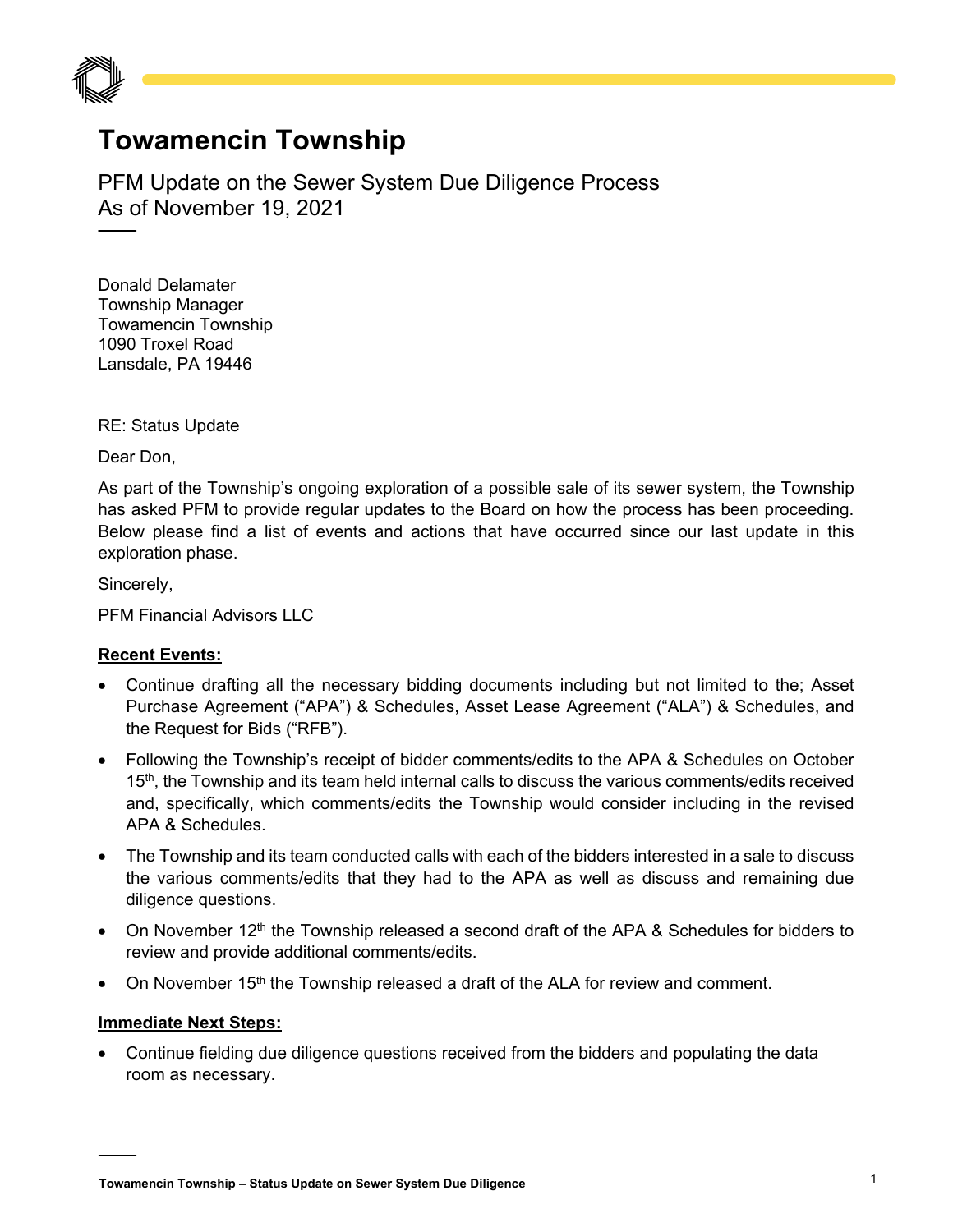# Towamencin Township

PFM Update on the Sewer System Due Diligence Process
As of November 19, 2021

Donald Delamater
Township Manager
Towamencin Township
1090 Troxel Road
Lansdale, PA 19446

RE: Status Update

Dear Don,

As part of the Township's ongoing exploration of a possible sale of its sewer system, the Township has asked PFM to provide regular updates to the Board on how the process has been proceeding. Below please find a list of events and actions that have occurred since our last update in this exploration phase.

Sincerely,

PFM Financial Advisors LLC

**Recent Events:**

- Continue drafting all the necessary bidding documents including but not limited to the; Asset Purchase Agreement ("APA") & Schedules, Asset Lease Agreement ("ALA") & Schedules, and the Request for Bids ("RFB").
- Following the Township's receipt of bidder comments/edits to the APA & Schedules on October 15th, the Township and its team held internal calls to discuss the various comments/edits received and, specifically, which comments/edits the Township would consider including in the revised APA & Schedules.
- The Township and its team conducted calls with each of the bidders interested in a sale to discuss the various comments/edits that they had to the APA as well as discuss and remaining due diligence questions.
- On November 12th the Township released a second draft of the APA & Schedules for bidders to review and provide additional comments/edits.
- On November 15th the Township released a draft of the ALA for review and comment.

**Immediate Next Steps:**

- Continue fielding due diligence questions received from the bidders and populating the data room as necessary.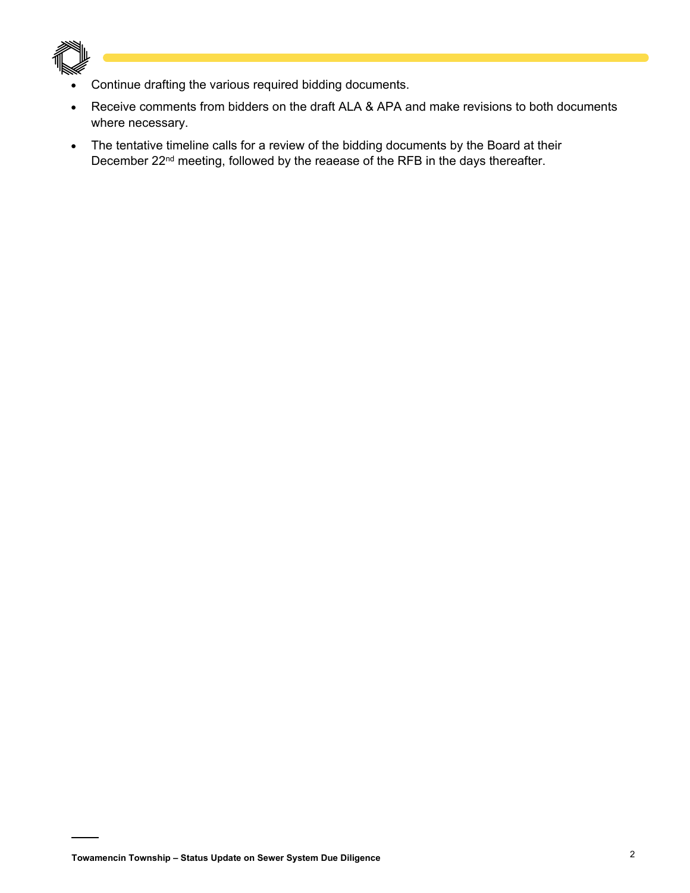- Continue drafting the various required bidding documents.
- Receive comments from bidders on the draft ALA & APA and make revisions to both documents where necessary.
- The tentative timeline calls for a review of the bidding documents by the Board at their December 22nd meeting, followed by the reaease of the RFB in the days thereafter.